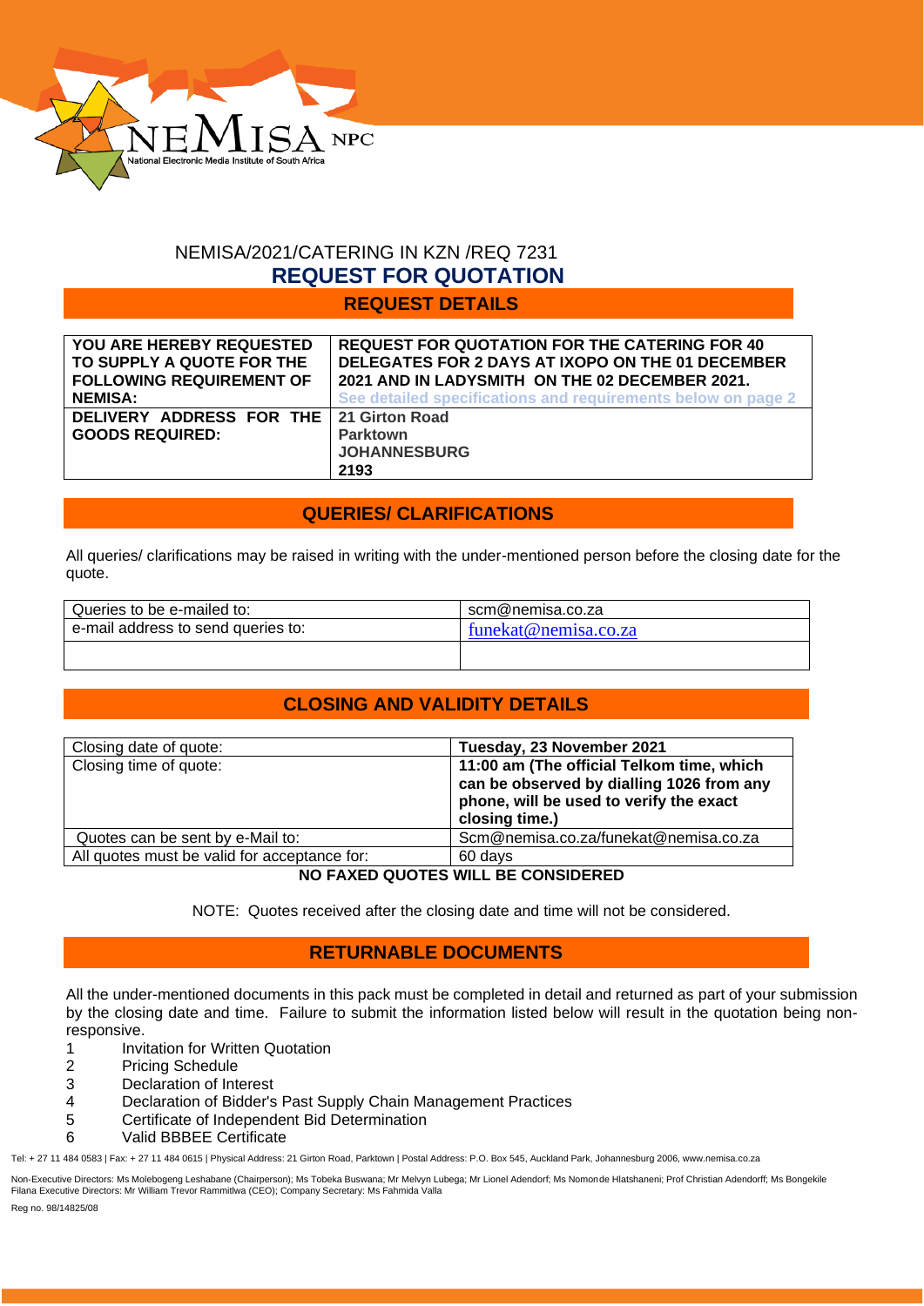NEMISA/2021/CATERING IN KZN /REQ 7231

# REQUEST FOR QUOTATION

## REQUEST DETAILS

| | |
|---|---|
| **YOU ARE HEREBY REQUESTED TO SUPPLY A QUOTE FOR THE FOLLOWING REQUIREMENT OF NEMISA:** | **REQUEST FOR QUOTATION FOR THE CATERING FOR 40 DELEGATES FOR 2 DAYS AT IXOPO ON THE 01 DECEMBER 2021 AND IN LADYSMITH ON THE 02 DECEMBER 2021.** **See detailed specifications and requirements below on page 2** |
| **DELIVERY ADDRESS FOR THE GOODS REQUIRED:** | **21 Girton Road** **Parktown** **JOHANNESBURG** **2193** |

## QUERIES/ CLARIFICATIONS

All queries/ clarifications may be raised in writing with the under-mentioned person before the closing date for the quote.

| | |
|---|---|
| Queries to be e-mailed to: | scm@nemisa.co.za |
| e-mail address to send queries to: | funekat@nemisa.co.za |
| | |

## CLOSING AND VALIDITY DETAILS

| | |
|---|---|
| Closing date of quote: | **Tuesday, 23 November 2021** |
| Closing time of quote: | **11:00 am (The official Telkom time, which can be observed by dialling 1026 from any phone, will be used to verify the exact closing time.)** |
| Quotes can be sent by e-Mail to: | Scm@nemisa.co.za/funekat@nemisa.co.za |
| All quotes must be valid for acceptance for: | 60 days |

**NO FAXED QUOTES WILL BE CONSIDERED**

NOTE: Quotes received after the closing date and time will not be considered.

## RETURNABLE DOCUMENTS

All the under-mentioned documents in this pack must be completed in detail and returned as part of your submission by the closing date and time. Failure to submit the information listed below will result in the quotation being non-responsive.

1. Invitation for Written Quotation
2. Pricing Schedule
3. Declaration of Interest
4. Declaration of Bidder's Past Supply Chain Management Practices
5. Certificate of Independent Bid Determination
6. Valid BBBEE Certificate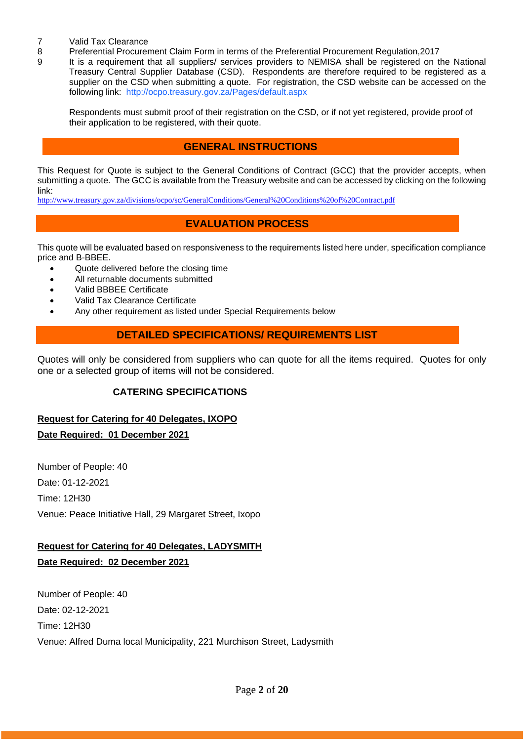7. Valid Tax Clearance
8. Preferential Procurement Claim Form in terms of the Preferential Procurement Regulation,2017
9. It is a requirement that all suppliers/ services providers to NEMISA shall be registered on the National Treasury Central Supplier Database (CSD). Respondents are therefore required to be registered as a supplier on the CSD when submitting a quote. For registration, the CSD website can be accessed on the following link: http://ocpo.treasury.gov.za/Pages/default.aspx

   Respondents must submit proof of their registration on the CSD, or if not yet registered, provide proof of their application to be registered, with their quote.

## GENERAL INSTRUCTIONS

This Request for Quote is subject to the General Conditions of Contract (GCC) that the provider accepts, when submitting a quote. The GCC is available from the Treasury website and can be accessed by clicking on the following link:
http://www.treasury.gov.za/divisions/ocpo/sc/GeneralConditions/General%20Conditions%20of%20Contract.pdf

## EVALUATION PROCESS

This quote will be evaluated based on responsiveness to the requirements listed here under, specification compliance price and B-BBEE.

- Quote delivered before the closing time
- All returnable documents submitted
- Valid BBBEE Certificate
- Valid Tax Clearance Certificate
- Any other requirement as listed under Special Requirements below

## DETAILED SPECIFICATIONS/ REQUIREMENTS LIST

Quotes will only be considered from suppliers who can quote for all the items required. Quotes for only one or a selected group of items will not be considered.

### CATERING SPECIFICATIONS

**Request for Catering for 40 Delegates, IXOPO**

**Date Required: 01 December 2021**

Number of People: 40

Date: 01-12-2021

Time: 12H30

Venue: Peace Initiative Hall, 29 Margaret Street, Ixopo

**Request for Catering for 40 Delegates, LADYSMITH**

**Date Required: 02 December 2021**

Number of People: 40

Date: 02-12-2021

Time: 12H30

Venue: Alfred Duma local Municipality, 221 Murchison Street, Ladysmith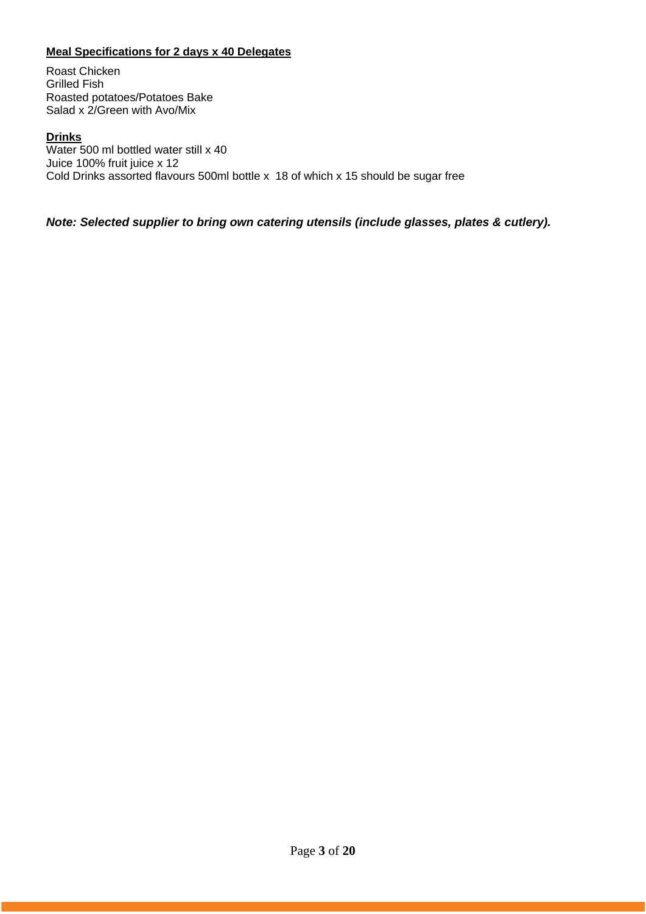**<u>Meal Specifications for 2 days x 40 Delegates</u>**

Roast Chicken
Grilled Fish
Roasted potatoes/Potatoes Bake
Salad x 2/Green with Avo/Mix

**<u>Drinks</u>**

Water 500 ml bottled water still x 40
Juice 100% fruit juice x 12
Cold Drinks assorted flavours 500ml bottle x 18 of which x 15 should be sugar free

***Note: Selected supplier to bring own catering utensils (include glasses, plates & cutlery).***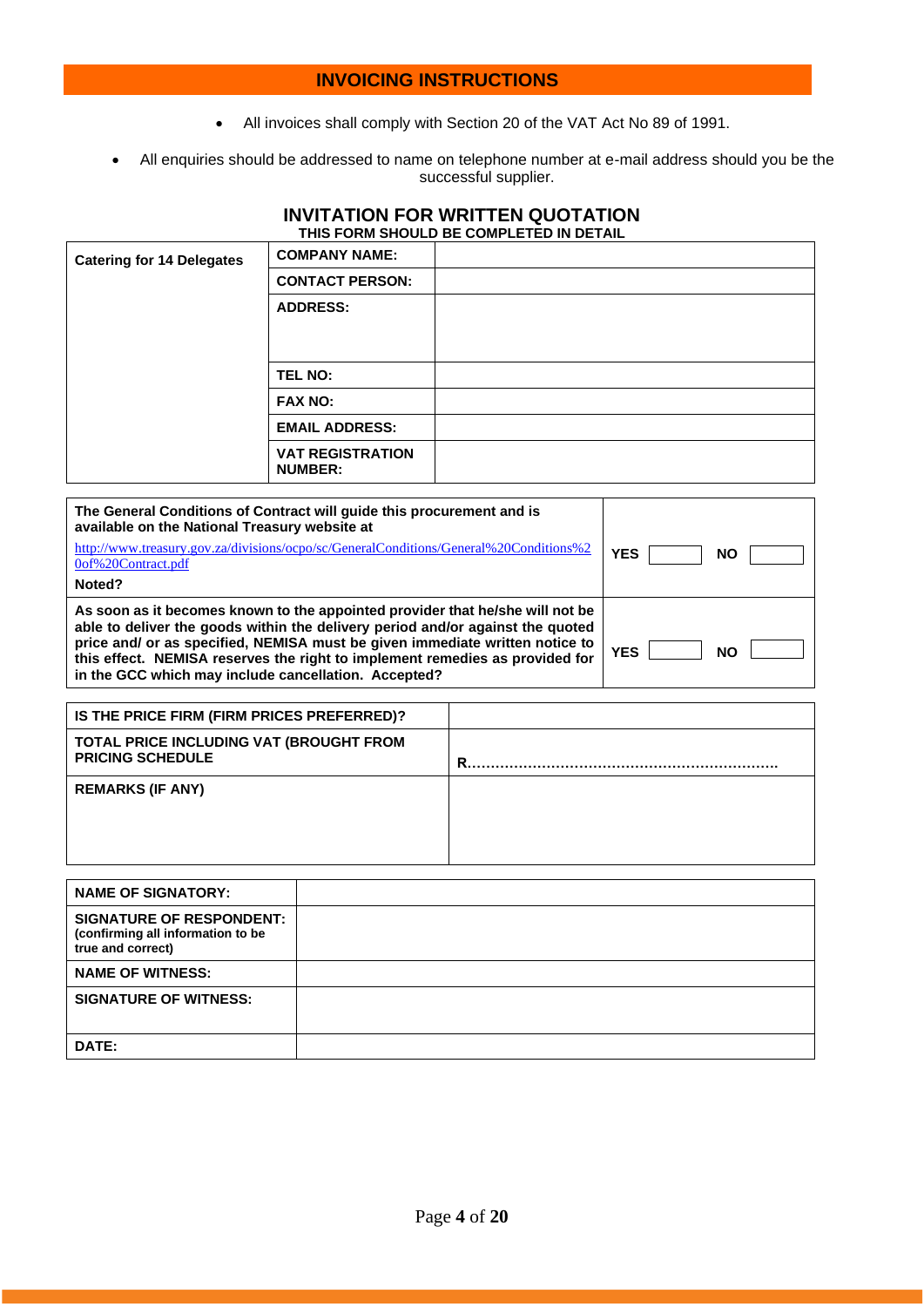## INVOICING INSTRUCTIONS

- All invoices shall comply with Section 20 of the VAT Act No 89 of 1991.

- All enquiries should be addressed to name on telephone number at e-mail address should you be the successful supplier.

## INVITATION FOR WRITTEN QUOTATION

**THIS FORM SHOULD BE COMPLETED IN DETAIL**

| **Catering for 14 Delegates** | **COMPANY NAME:** | |
|---|---|---|
| | **CONTACT PERSON:** | |
| | **ADDRESS:** | |
| | **TEL NO:** | |
| | **FAX NO:** | |
| | **EMAIL ADDRESS:** | |
| | **VAT REGISTRATION NUMBER:** | |

| | |
|---|---|
| **The General Conditions of Contract will guide this procurement and is available on the National Treasury website at** http://www.treasury.gov.za/divisions/ocpo/sc/GeneralConditions/General%20Conditions%20of%20Contract.pdf **Noted?** | **YES** ☐ **NO** ☐ |
| **As soon as it becomes known to the appointed provider that he/she will not be able to deliver the goods within the delivery period and/or against the quoted price and/ or as specified, NEMISA must be given immediate written notice to this effect. NEMISA reserves the right to implement remedies as provided for in the GCC which may include cancellation. Accepted?** | **YES** ☐ **NO** ☐ |

| | |
|---|---|
| **IS THE PRICE FIRM (FIRM PRICES PREFERRED)?** | |
| **TOTAL PRICE INCLUDING VAT (BROUGHT FROM PRICING SCHEDULE** | **R…………………………………………………………** |
| **REMARKS (IF ANY)** | |

| | |
|---|---|
| **NAME OF SIGNATORY:** | |
| **SIGNATURE OF RESPONDENT:** (confirming all information to be true and correct) | |
| **NAME OF WITNESS:** | |
| **SIGNATURE OF WITNESS:** | |
| **DATE:** | |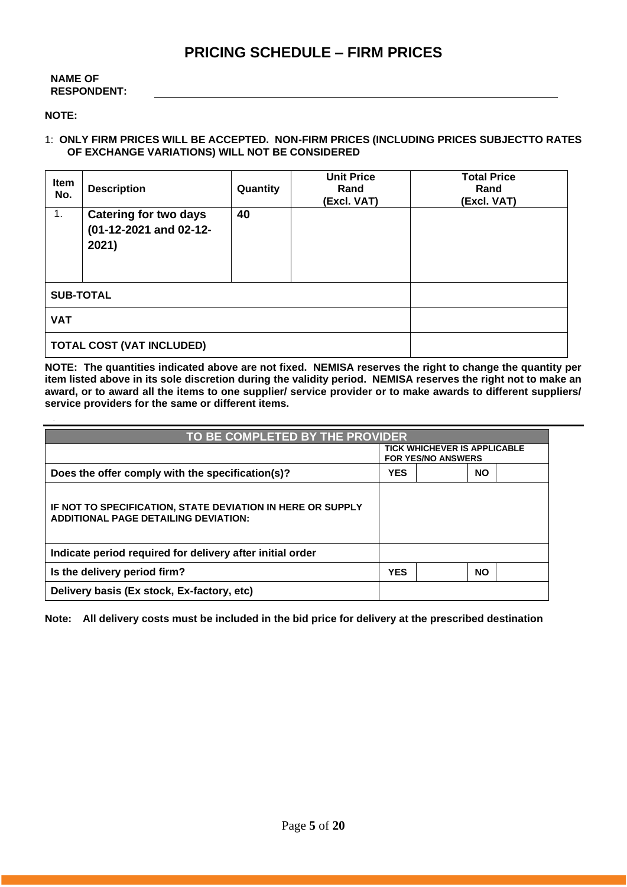# PRICING SCHEDULE – FIRM PRICES

**NAME OF RESPONDENT:** ______________________________________________

**NOTE:**

1: **ONLY FIRM PRICES WILL BE ACCEPTED. NON-FIRM PRICES (INCLUDING PRICES SUBJECTTO RATES OF EXCHANGE VARIATIONS) WILL NOT BE CONSIDERED**

| Item No. | Description | Quantity | Unit Price Rand (Excl. VAT) | Total Price Rand (Excl. VAT) |
|---|---|---|---|---|
| 1. | **Catering for two days (01-12-2021 and 02-12-2021)** | **40** | | |
| **SUB-TOTAL** | | | | |
| **VAT** | | | | |
| **TOTAL COST (VAT INCLUDED)** | | | | |

**NOTE: The quantities indicated above are not fixed. NEMISA reserves the right to change the quantity per item listed above in its sole discretion during the validity period. NEMISA reserves the right not to make an award, or to award all the items to one supplier/ service provider or to make awards to different suppliers/ service providers for the same or different items.**

| TO BE COMPLETED BY THE PROVIDER | | | | |
|---|---|---|---|---|
| | TICK WHICHEVER IS APPLICABLE FOR YES/NO ANSWERS | | | |
| **Does the offer comply with the specification(s)?** | **YES** | | **NO** | |
| **IF NOT TO SPECIFICATION, STATE DEVIATION IN HERE OR SUPPLY ADDITIONAL PAGE DETAILING DEVIATION:** | | | | |
| **Indicate period required for delivery after initial order** | | | | |
| **Is the delivery period firm?** | **YES** | | **NO** | |
| **Delivery basis (Ex stock, Ex-factory, etc)** | | | | |

**Note: All delivery costs must be included in the bid price for delivery at the prescribed destination**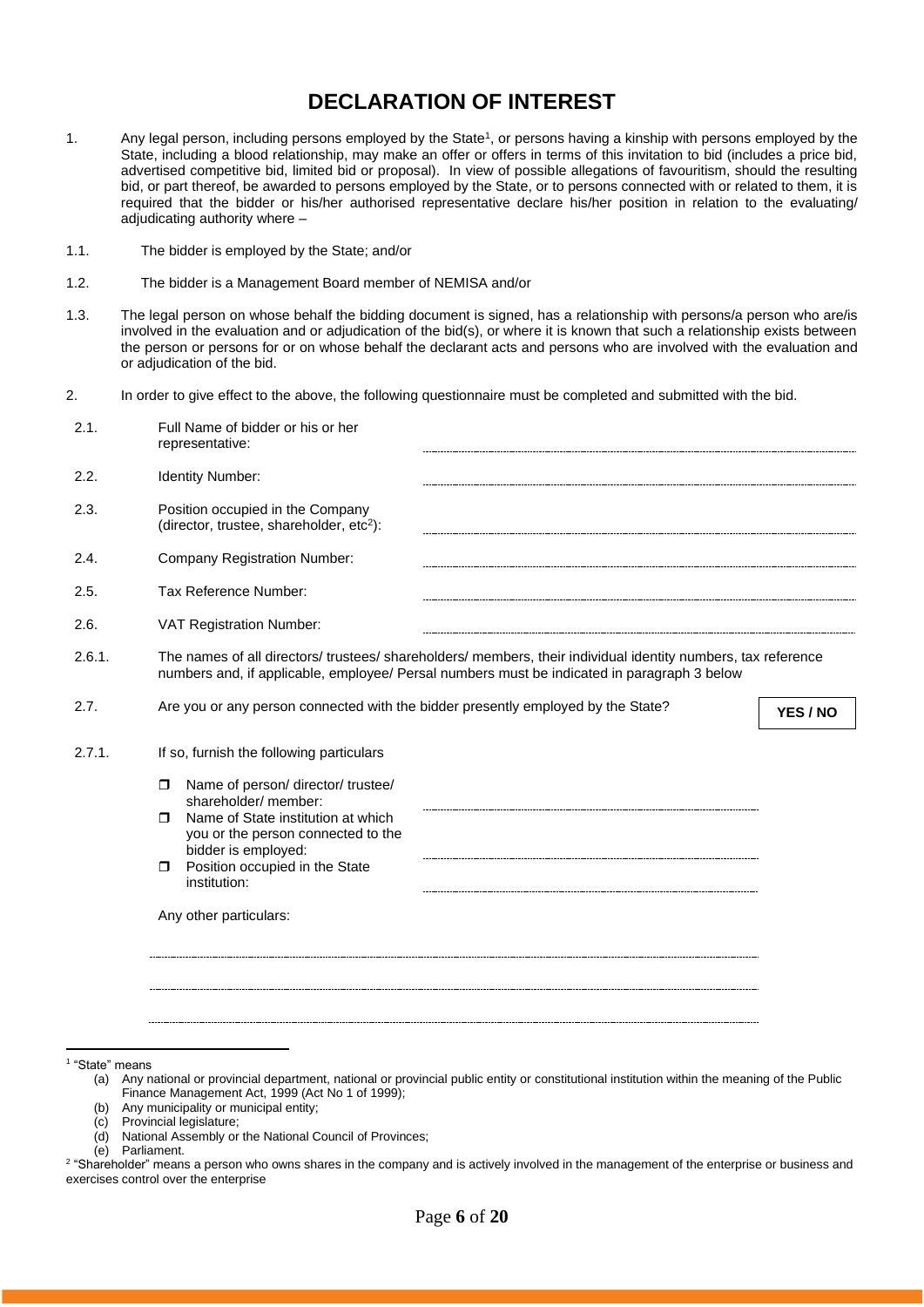# DECLARATION OF INTEREST

1. Any legal person, including persons employed by the State[1], or persons having a kinship with persons employed by the State, including a blood relationship, may make an offer or offers in terms of this invitation to bid (includes a price bid, advertised competitive bid, limited bid or proposal). In view of possible allegations of favouritism, should the resulting bid, or part thereof, be awarded to persons employed by the State, or to persons connected with or related to them, it is required that the bidder or his/her authorised representative declare his/her position in relation to the evaluating/ adjudicating authority where –

1.1. The bidder is employed by the State; and/or

1.2. The bidder is a Management Board member of NEMISA and/or

1.3. The legal person on whose behalf the bidding document is signed, has a relationship with persons/a person who are/is involved in the evaluation and or adjudication of the bid(s), or where it is known that such a relationship exists between the person or persons for or on whose behalf the declarant acts and persons who are involved with the evaluation and or adjudication of the bid.

2. In order to give effect to the above, the following questionnaire must be completed and submitted with the bid.

2.1. Full Name of bidder or his or her representative: ……………………………………………

2.2. Identity Number: ……………………………………………

2.3. Position occupied in the Company (director, trustee, shareholder, etc[2]): ……………………………………………

2.4. Company Registration Number: ……………………………………………

2.5. Tax Reference Number: ……………………………………………

2.6. VAT Registration Number: ……………………………………………

2.6.1. The names of all directors/ trustees/ shareholders/ members, their individual identity numbers, tax reference numbers and, if applicable, employee/ Persal numbers must be indicated in paragraph 3 below

2.7. Are you or any person connected with the bidder presently employed by the State? **YES / NO**

2.7.1. If so, furnish the following particulars

- Name of person/ director/ trustee/ shareholder/ member: ……………………………………………
- Name of State institution at which you or the person connected to the bidder is employed: ……………………………………………
- Position occupied in the State institution: ……………………………………………

Any other particulars:

……………………………………………………………………………………………

……………………………………………………………………………………………

……………………………………………………………………………………………

---

[1] "State" means
(a) Any national or provincial department, national or provincial public entity or constitutional institution within the meaning of the Public Finance Management Act, 1999 (Act No 1 of 1999);
(b) Any municipality or municipal entity;
(c) Provincial legislature;
(d) National Assembly or the National Council of Provinces;
(e) Parliament.

[2] "Shareholder" means a person who owns shares in the company and is actively involved in the management of the enterprise or business and exercises control over the enterprise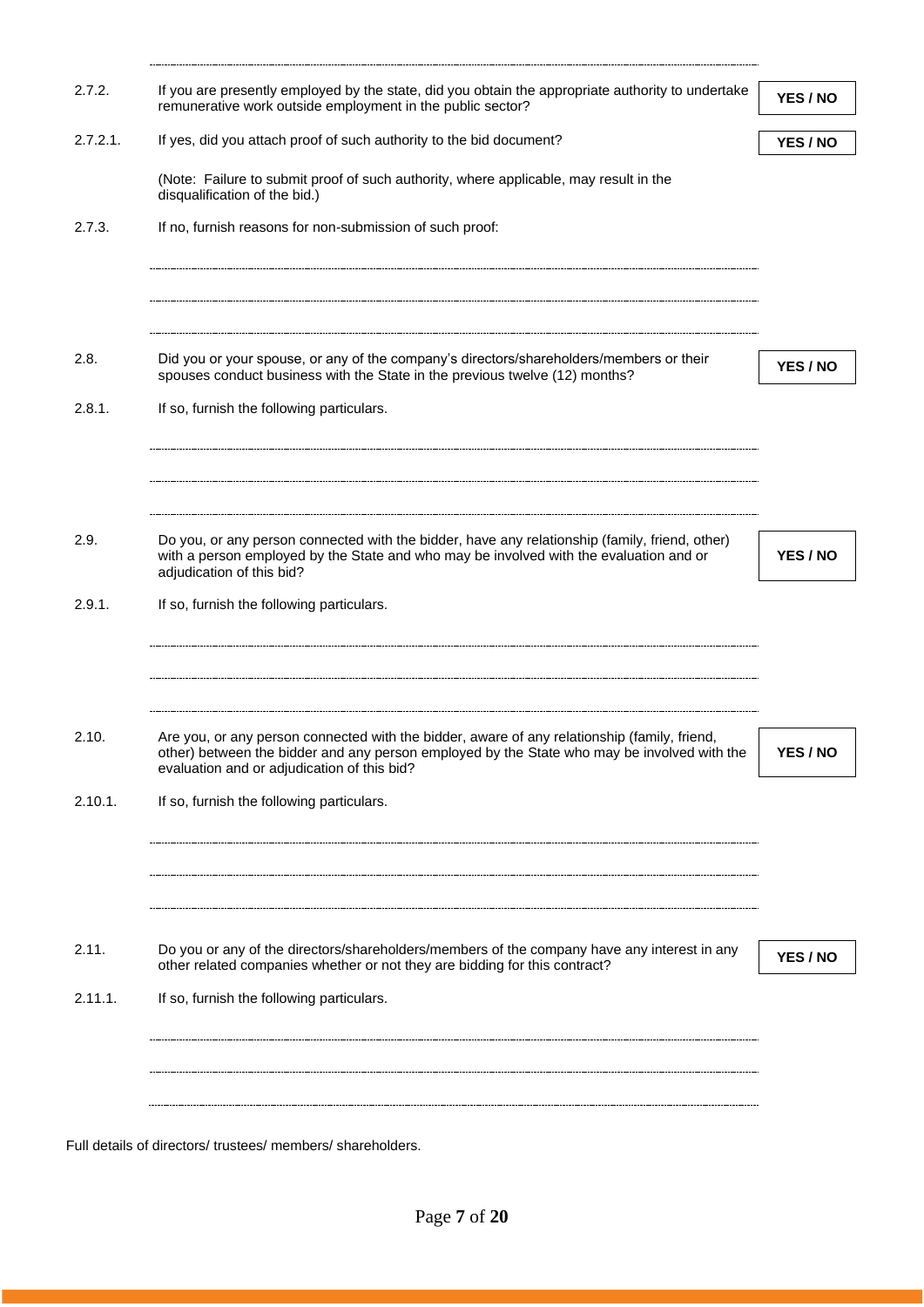| | | |
|---|---|---|
| 2.7.2. | If you are presently employed by the state, did you obtain the appropriate authority to undertake remunerative work outside employment in the public sector? | **YES / NO** |
| 2.7.2.1. | If yes, did you attach proof of such authority to the bid document? | **YES / NO** |

(Note: Failure to submit proof of such authority, where applicable, may result in the disqualification of the bid.)

2.7.3. If no, furnish reasons for non-submission of such proof:

.......................................................................................................................................

.......................................................................................................................................

.......................................................................................................................................

| | | |
|---|---|---|
| 2.8. | Did you or your spouse, or any of the company's directors/shareholders/members or their spouses conduct business with the State in the previous twelve (12) months? | **YES / NO** |

2.8.1. If so, furnish the following particulars.

.......................................................................................................................................

.......................................................................................................................................

.......................................................................................................................................

| | | |
|---|---|---|
| 2.9. | Do you, or any person connected with the bidder, have any relationship (family, friend, other) with a person employed by the State and who may be involved with the evaluation and or adjudication of this bid? | **YES / NO** |

2.9.1. If so, furnish the following particulars.

.......................................................................................................................................

.......................................................................................................................................

.......................................................................................................................................

| | | |
|---|---|---|
| 2.10. | Are you, or any person connected with the bidder, aware of any relationship (family, friend, other) between the bidder and any person employed by the State who may be involved with the evaluation and or adjudication of this bid? | **YES / NO** |

2.10.1. If so, furnish the following particulars.

.......................................................................................................................................

.......................................................................................................................................

.......................................................................................................................................

| | | |
|---|---|---|
| 2.11. | Do you or any of the directors/shareholders/members of the company have any interest in any other related companies whether or not they are bidding for this contract? | **YES / NO** |

2.11.1. If so, furnish the following particulars.

.......................................................................................................................................

.......................................................................................................................................

.......................................................................................................................................

Full details of directors/ trustees/ members/ shareholders.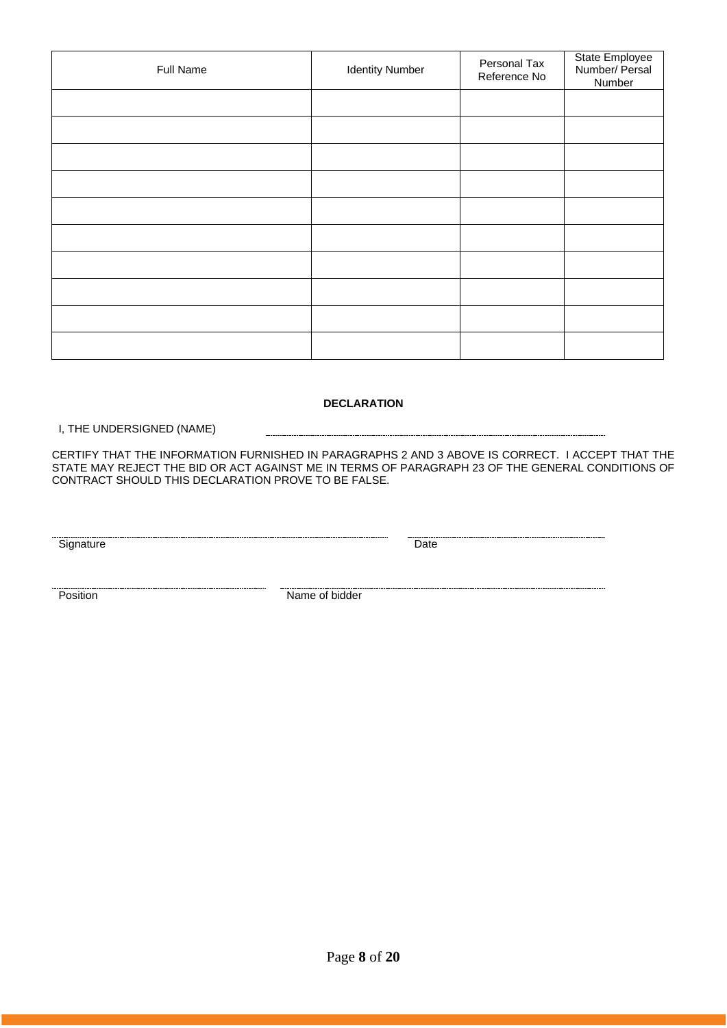| Full Name | Identity Number | Personal Tax Reference No | State Employee Number/ Persal Number |
| --- | --- | --- | --- |
| | | | |
| | | | |
| | | | |
| | | | |
| | | | |
| | | | |
| | | | |
| | | | |
| | | | |
| | | | |

**DECLARATION**

I, THE UNDERSIGNED (NAME) ……………………………………………………………………

CERTIFY THAT THE INFORMATION FURNISHED IN PARAGRAPHS 2 AND 3 ABOVE IS CORRECT. I ACCEPT THAT THE STATE MAY REJECT THE BID OR ACT AGAINST ME IN TERMS OF PARAGRAPH 23 OF THE GENERAL CONDITIONS OF CONTRACT SHOULD THIS DECLARATION PROVE TO BE FALSE.

…………………………………………………… ……………………………………
Signature Date

…………………………………… ……………………………………………………
Position Name of bidder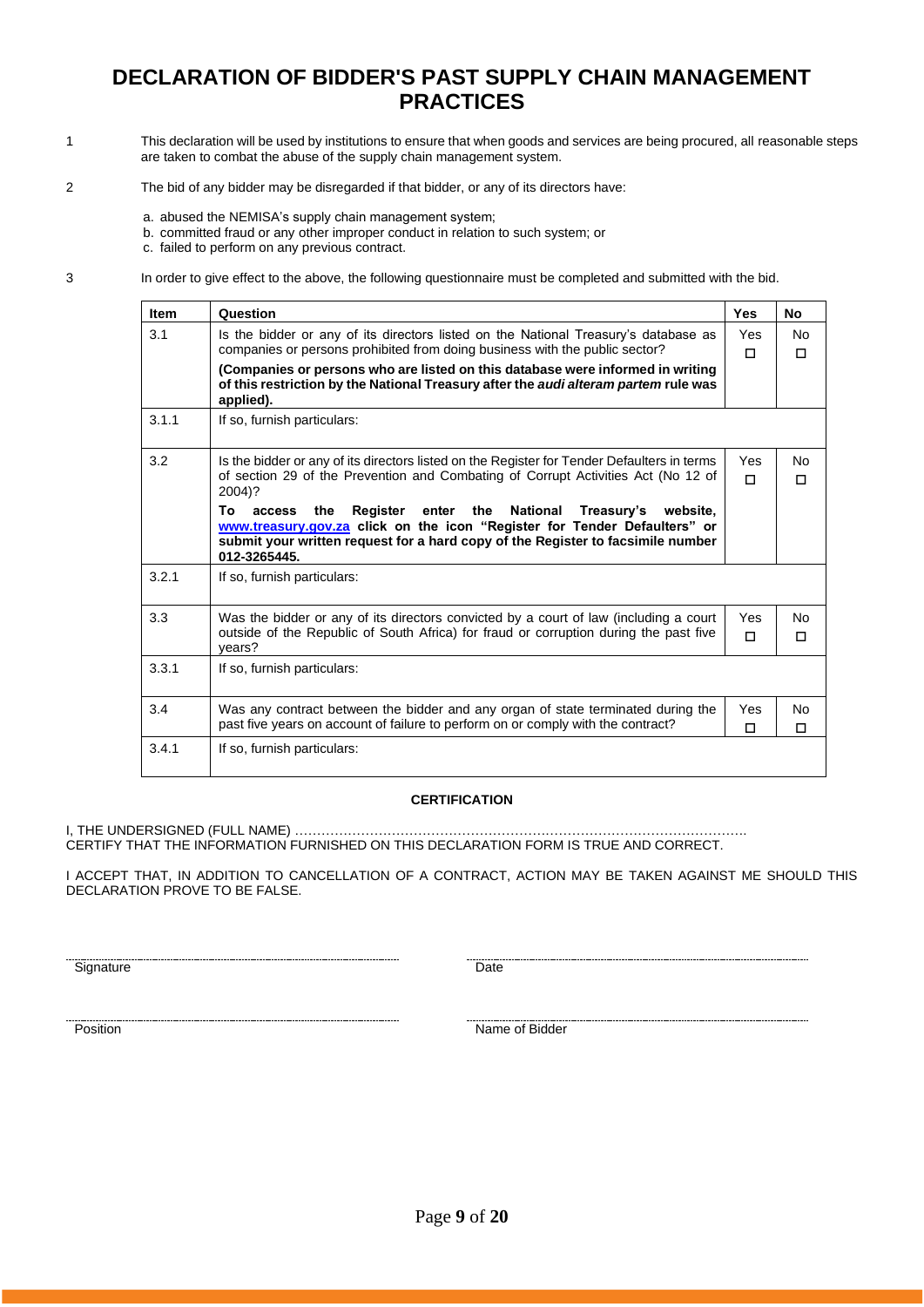# DECLARATION OF BIDDER'S PAST SUPPLY CHAIN MANAGEMENT PRACTICES

1 This declaration will be used by institutions to ensure that when goods and services are being procured, all reasonable steps are taken to combat the abuse of the supply chain management system.

2 The bid of any bidder may be disregarded if that bidder, or any of its directors have:

a. abused the NEMISA's supply chain management system;
b. committed fraud or any other improper conduct in relation to such system; or
c. failed to perform on any previous contract.

3 In order to give effect to the above, the following questionnaire must be completed and submitted with the bid.

| Item | Question | Yes | No |
|---|---|---|---|
| 3.1 | Is the bidder or any of its directors listed on the National Treasury's database as companies or persons prohibited from doing business with the public sector? **(Companies or persons who are listed on this database were informed in writing of this restriction by the National Treasury after the *audi alteram partem* rule was applied).** | Yes ☐ | No ☐ |
| 3.1.1 | If so, furnish particulars: | | |
| 3.2 | Is the bidder or any of its directors listed on the Register for Tender Defaulters in terms of section 29 of the Prevention and Combating of Corrupt Activities Act (No 12 of 2004)? **To access the Register enter the National Treasury's website, www.treasury.gov.za click on the icon "Register for Tender Defaulters" or submit your written request for a hard copy of the Register to facsimile number 012-3265445.** | Yes ☐ | No ☐ |
| 3.2.1 | If so, furnish particulars: | | |
| 3.3 | Was the bidder or any of its directors convicted by a court of law (including a court outside of the Republic of South Africa) for fraud or corruption during the past five years? | Yes ☐ | No ☐ |
| 3.3.1 | If so, furnish particulars: | | |
| 3.4 | Was any contract between the bidder and any organ of state terminated during the past five years on account of failure to perform on or comply with the contract? | Yes ☐ | No ☐ |
| 3.4.1 | If so, furnish particulars: | | |

**CERTIFICATION**

I, THE UNDERSIGNED (FULL NAME) …………………………………………………………………………………………
CERTIFY THAT THE INFORMATION FURNISHED ON THIS DECLARATION FORM IS TRUE AND CORRECT.

I ACCEPT THAT, IN ADDITION TO CANCELLATION OF A CONTRACT, ACTION MAY BE TAKEN AGAINST ME SHOULD THIS DECLARATION PROVE TO BE FALSE.

……………………………………… ………………………………………
Signature Date

……………………………………… ………………………………………
Position Name of Bidder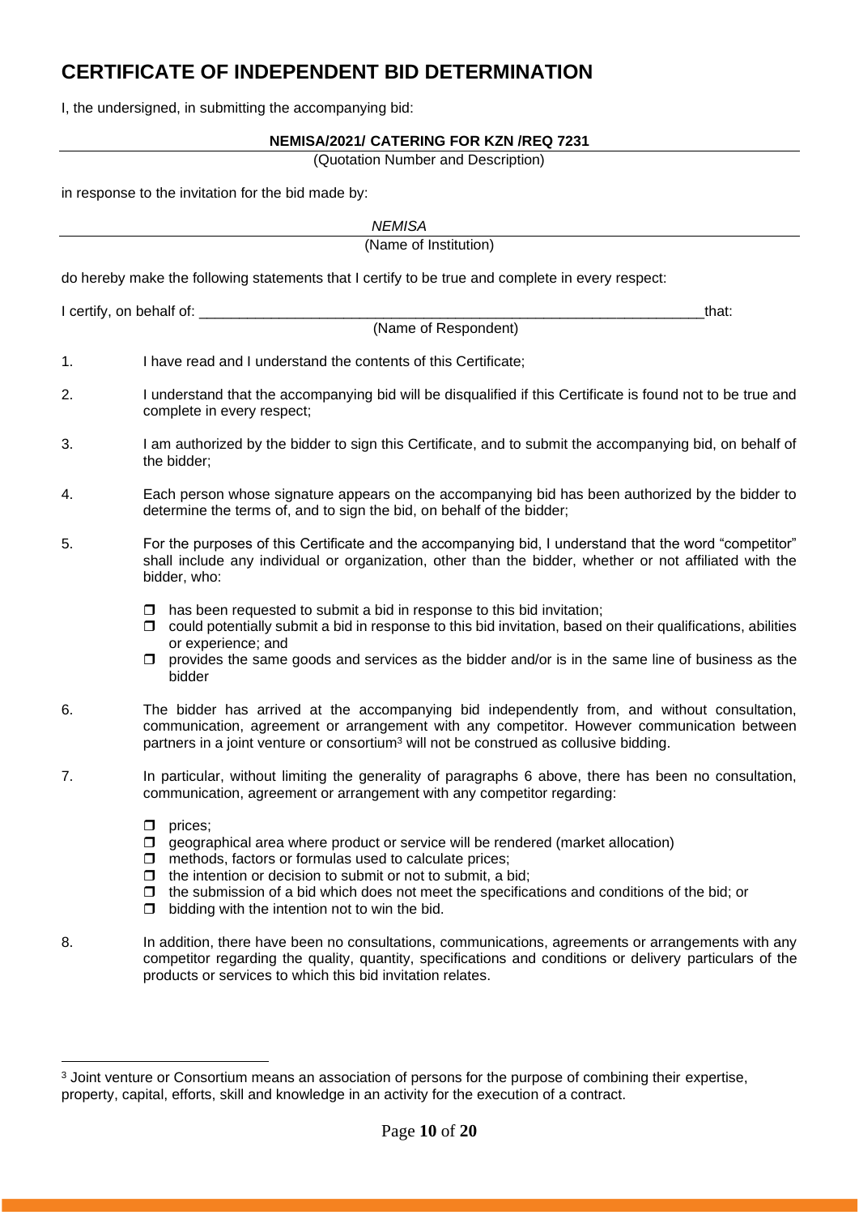# CERTIFICATE OF INDEPENDENT BID DETERMINATION

I, the undersigned, in submitting the accompanying bid:

**NEMISA/2021/ CATERING FOR KZN /REQ 7231**

(Quotation Number and Description)

in response to the invitation for the bid made by:

*NEMISA*

(Name of Institution)

do hereby make the following statements that I certify to be true and complete in every respect:

I certify, on behalf of: ___________________________________________________________________that:

(Name of Respondent)

1. I have read and I understand the contents of this Certificate;

2. I understand that the accompanying bid will be disqualified if this Certificate is found not to be true and complete in every respect;

3. I am authorized by the bidder to sign this Certificate, and to submit the accompanying bid, on behalf of the bidder;

4. Each person whose signature appears on the accompanying bid has been authorized by the bidder to determine the terms of, and to sign the bid, on behalf of the bidder;

5. For the purposes of this Certificate and the accompanying bid, I understand that the word "competitor" shall include any individual or organization, other than the bidder, whether or not affiliated with the bidder, who:

   - has been requested to submit a bid in response to this bid invitation;
   - could potentially submit a bid in response to this bid invitation, based on their qualifications, abilities or experience; and
   - provides the same goods and services as the bidder and/or is in the same line of business as the bidder

6. The bidder has arrived at the accompanying bid independently from, and without consultation, communication, agreement or arrangement with any competitor. However communication between partners in a joint venture or consortium[3] will not be construed as collusive bidding.

7. In particular, without limiting the generality of paragraphs 6 above, there has been no consultation, communication, agreement or arrangement with any competitor regarding:

   - prices;
   - geographical area where product or service will be rendered (market allocation)
   - methods, factors or formulas used to calculate prices;
   - the intention or decision to submit or not to submit, a bid;
   - the submission of a bid which does not meet the specifications and conditions of the bid; or
   - bidding with the intention not to win the bid.

8. In addition, there have been no consultations, communications, agreements or arrangements with any competitor regarding the quality, quantity, specifications and conditions or delivery particulars of the products or services to which this bid invitation relates.

---

[3] Joint venture or Consortium means an association of persons for the purpose of combining their expertise, property, capital, efforts, skill and knowledge in an activity for the execution of a contract.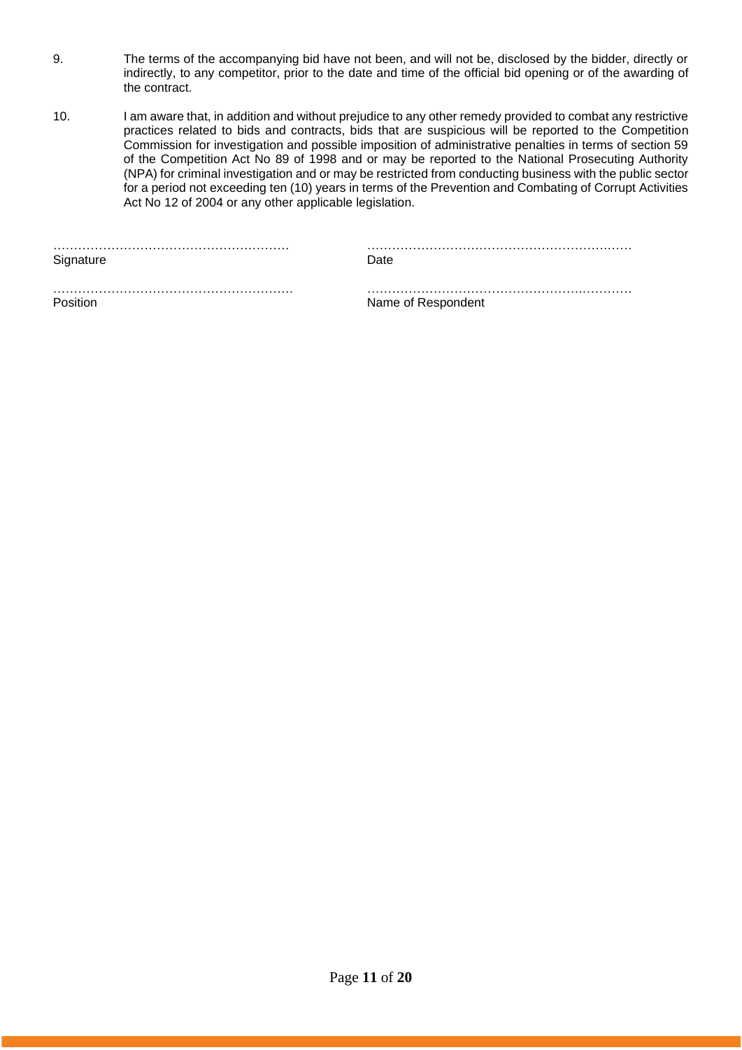9. The terms of the accompanying bid have not been, and will not be, disclosed by the bidder, directly or indirectly, to any competitor, prior to the date and time of the official bid opening or of the awarding of the contract.

10. I am aware that, in addition and without prejudice to any other remedy provided to combat any restrictive practices related to bids and contracts, bids that are suspicious will be reported to the Competition Commission for investigation and possible imposition of administrative penalties in terms of section 59 of the Competition Act No 89 of 1998 and or may be reported to the National Prosecuting Authority (NPA) for criminal investigation and or may be restricted from conducting business with the public sector for a period not exceeding ten (10) years in terms of the Prevention and Combating of Corrupt Activities Act No 12 of 2004 or any other applicable legislation.

| ………………………………………………… | ……………………………………………………… |
| --- | --- |
| Signature | Date |
| ………………………………………………… | ……………………………………………………… |
| Position | Name of Respondent |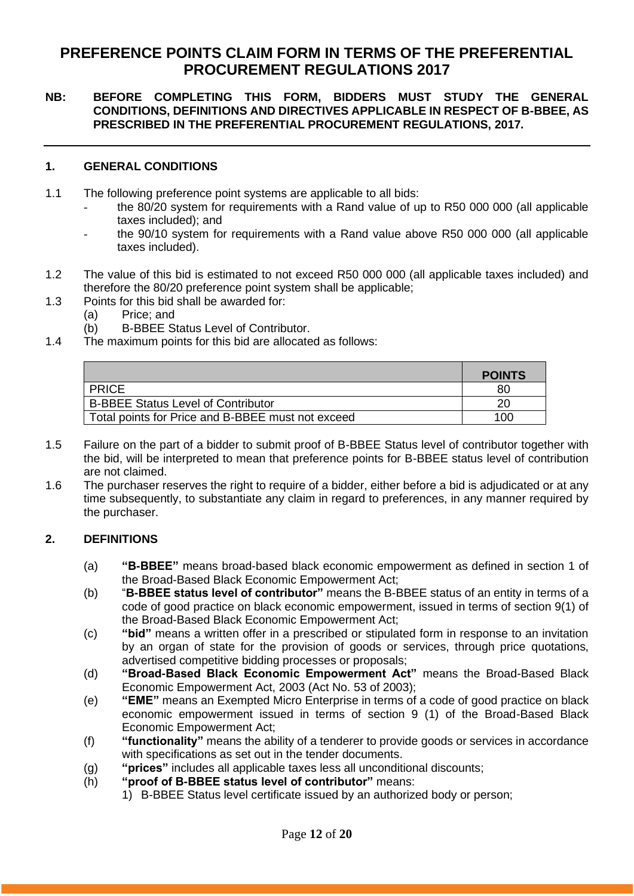# PREFERENCE POINTS CLAIM FORM IN TERMS OF THE PREFERENTIAL PROCUREMENT REGULATIONS 2017

**NB: BEFORE COMPLETING THIS FORM, BIDDERS MUST STUDY THE GENERAL CONDITIONS, DEFINITIONS AND DIRECTIVES APPLICABLE IN RESPECT OF B-BBEE, AS PRESCRIBED IN THE PREFERENTIAL PROCUREMENT REGULATIONS, 2017.**

---

## 1. GENERAL CONDITIONS

1.1 The following preference point systems are applicable to all bids:
- the 80/20 system for requirements with a Rand value of up to R50 000 000 (all applicable taxes included); and
- the 90/10 system for requirements with a Rand value above R50 000 000 (all applicable taxes included).

1.2 The value of this bid is estimated to not exceed R50 000 000 (all applicable taxes included) and therefore the 80/20 preference point system shall be applicable;

1.3 Points for this bid shall be awarded for:
(a) Price; and
(b) B-BBEE Status Level of Contributor.

1.4 The maximum points for this bid are allocated as follows:

| | **POINTS** |
|---|---|
| PRICE | 80 |
| B-BBEE Status Level of Contributor | 20 |
| Total points for Price and B-BBEE must not exceed | 100 |

1.5 Failure on the part of a bidder to submit proof of B-BBEE Status level of contributor together with the bid, will be interpreted to mean that preference points for B-BBEE status level of contribution are not claimed.

1.6 The purchaser reserves the right to require of a bidder, either before a bid is adjudicated or at any time subsequently, to substantiate any claim in regard to preferences, in any manner required by the purchaser.

## 2. DEFINITIONS

(a) **"B-BBEE"** means broad-based black economic empowerment as defined in section 1 of the Broad-Based Black Economic Empowerment Act;

(b) "**B-BBEE status level of contributor"** means the B-BBEE status of an entity in terms of a code of good practice on black economic empowerment, issued in terms of section 9(1) of the Broad-Based Black Economic Empowerment Act;

(c) **"bid"** means a written offer in a prescribed or stipulated form in response to an invitation by an organ of state for the provision of goods or services, through price quotations, advertised competitive bidding processes or proposals;

(d) **"Broad-Based Black Economic Empowerment Act"** means the Broad-Based Black Economic Empowerment Act, 2003 (Act No. 53 of 2003);

(e) **"EME"** means an Exempted Micro Enterprise in terms of a code of good practice on black economic empowerment issued in terms of section 9 (1) of the Broad-Based Black Economic Empowerment Act;

(f) **"functionality"** means the ability of a tenderer to provide goods or services in accordance with specifications as set out in the tender documents.

(g) **"prices"** includes all applicable taxes less all unconditional discounts;

(h) **"proof of B-BBEE status level of contributor"** means:
1) B-BBEE Status level certificate issued by an authorized body or person;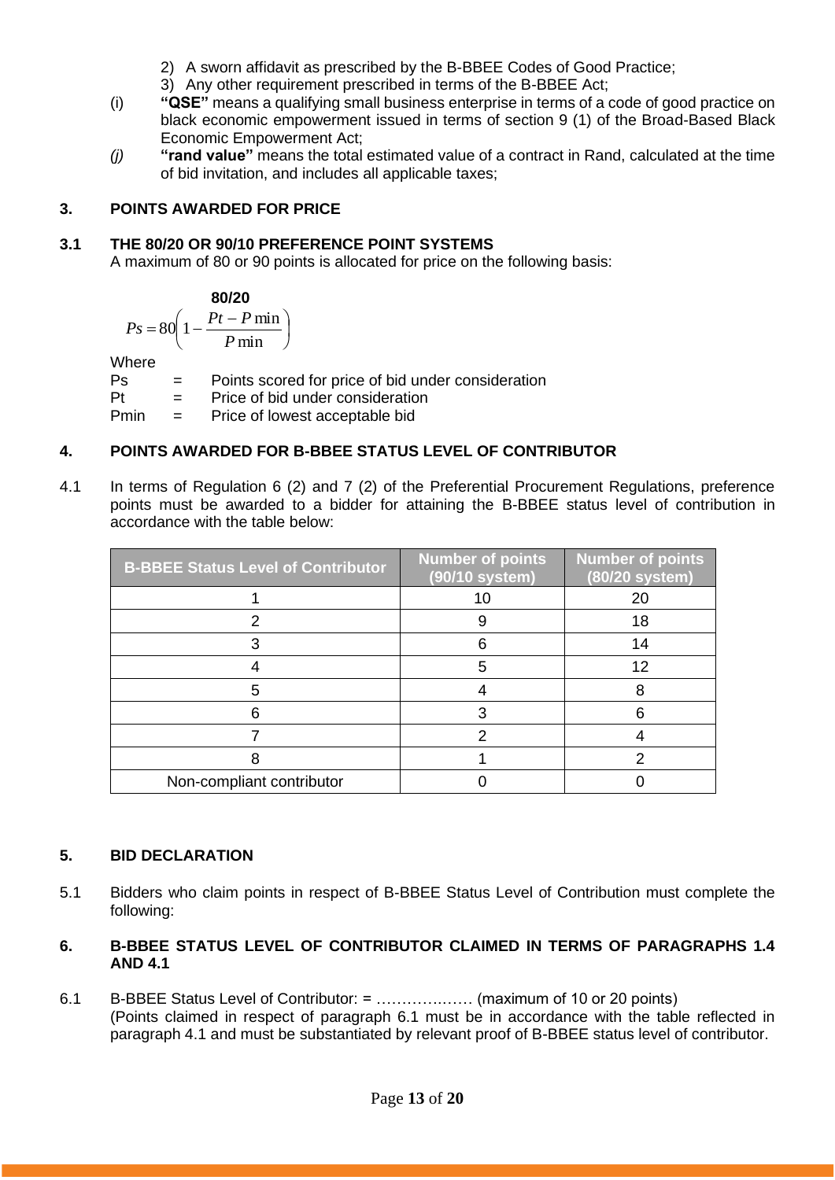2) A sworn affidavit as prescribed by the B-BBEE Codes of Good Practice;
3) Any other requirement prescribed in terms of the B-BBEE Act;

(i) **"QSE"** means a qualifying small business enterprise in terms of a code of good practice on black economic empowerment issued in terms of section 9 (1) of the Broad-Based Black Economic Empowerment Act;

*(j)* **"rand value"** means the total estimated value of a contract in Rand, calculated at the time of bid invitation, and includes all applicable taxes;

## 3. POINTS AWARDED FOR PRICE

### 3.1 THE 80/20 OR 90/10 PREFERENCE POINT SYSTEMS

A maximum of 80 or 90 points is allocated for price on the following basis:

**80/20**

$$Ps = 80\left(1 - \frac{Pt - P\min}{P\min}\right)$$

Where

Ps = Points scored for price of bid under consideration

Pt = Price of bid under consideration

Pmin = Price of lowest acceptable bid

## 4. POINTS AWARDED FOR B-BBEE STATUS LEVEL OF CONTRIBUTOR

4.1 In terms of Regulation 6 (2) and 7 (2) of the Preferential Procurement Regulations, preference points must be awarded to a bidder for attaining the B-BBEE status level of contribution in accordance with the table below:

| B-BBEE Status Level of Contributor | Number of points (90/10 system) | Number of points (80/20 system) |
|---|---|---|
| 1 | 10 | 20 |
| 2 | 9 | 18 |
| 3 | 6 | 14 |
| 4 | 5 | 12 |
| 5 | 4 | 8 |
| 6 | 3 | 6 |
| 7 | 2 | 4 |
| 8 | 1 | 2 |
| Non-compliant contributor | 0 | 0 |

## 5. BID DECLARATION

5.1 Bidders who claim points in respect of B-BBEE Status Level of Contribution must complete the following:

## 6. B-BBEE STATUS LEVEL OF CONTRIBUTOR CLAIMED IN TERMS OF PARAGRAPHS 1.4 AND 4.1

6.1 B-BBEE Status Level of Contributor: = ……………..… (maximum of 10 or 20 points)
(Points claimed in respect of paragraph 6.1 must be in accordance with the table reflected in paragraph 4.1 and must be substantiated by relevant proof of B-BBEE status level of contributor.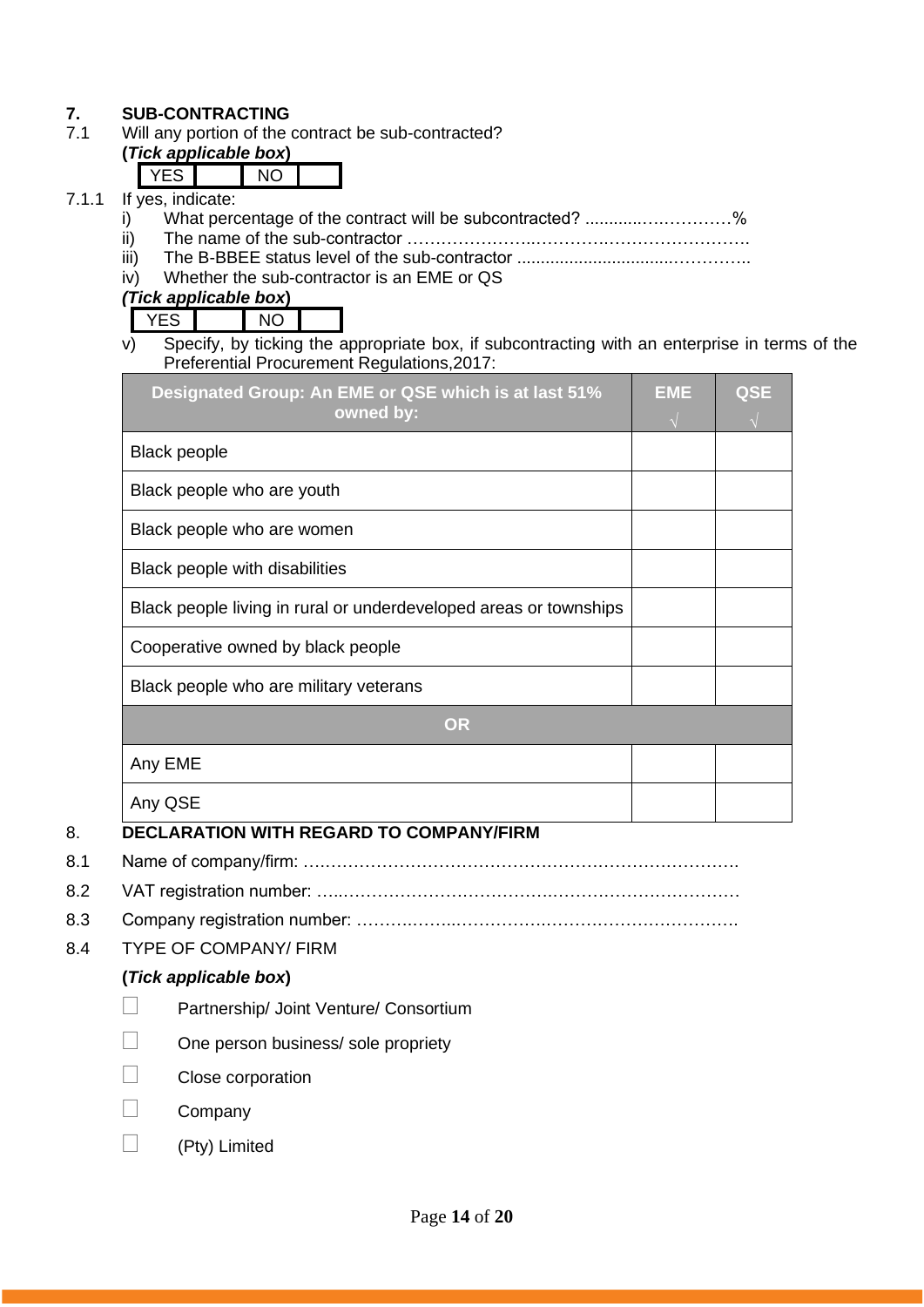## 7. SUB-CONTRACTING

7.1 Will any portion of the contract be sub-contracted?

**(*Tick applicable box*)**

| YES | | NO | |
|---|---|---|---|

7.1.1 If yes, indicate:

i) What percentage of the contract will be subcontracted? ............…………%

ii) The name of the sub-contractor …………………..………….……………………….

iii) The B-BBEE status level of the sub-contractor ................................…………..

iv) Whether the sub-contractor is an EME or QS

***(Tick applicable box*)**

| YES | | NO | |
|---|---|---|---|

v) Specify, by ticking the appropriate box, if subcontracting with an enterprise in terms of the Preferential Procurement Regulations,2017:

| Designated Group: An EME or QSE which is at last 51% owned by: | EME √ | QSE √ |
|---|---|---|
| Black people | | |
| Black people who are youth | | |
| Black people who are women | | |
| Black people with disabilities | | |
| Black people living in rural or underdeveloped areas or townships | | |
| Cooperative owned by black people | | |
| Black people who are military veterans | | |
| **OR** | | |
| Any EME | | |
| Any QSE | | |

## 8. DECLARATION WITH REGARD TO COMPANY/FIRM

8.1 Name of company/firm: ….……………………………………………………………….

8.2 VAT registration number: …..……………………………….…………………………

8.3 Company registration number: ……….……..…………….…………………………….

8.4 TYPE OF COMPANY/ FIRM

**(*Tick applicable box*)**

- ☐ Partnership/ Joint Venture/ Consortium
- ☐ One person business/ sole propriety
- ☐ Close corporation
- ☐ Company
- ☐ (Pty) Limited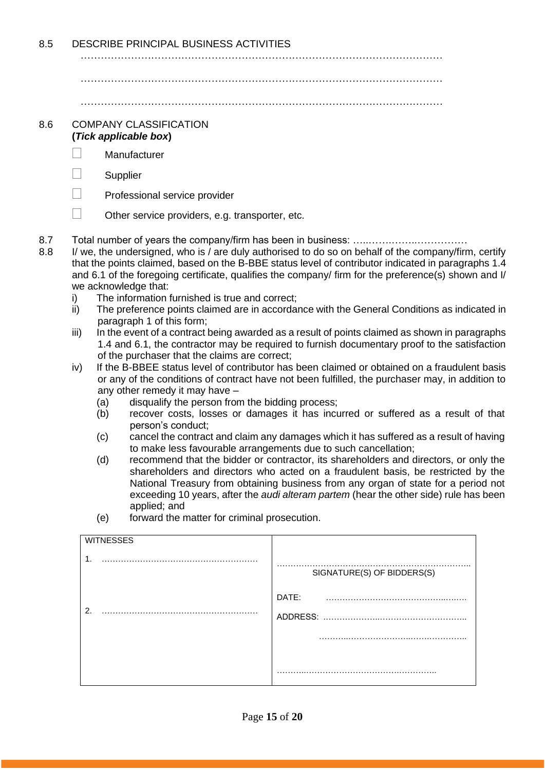8.5 DESCRIBE PRINCIPAL BUSINESS ACTIVITIES

…………………………………………………………………………………………………

…………………………………………………………………………………………………

…………………………………………………………………………………………………

8.6 COMPANY CLASSIFICATION
**(*Tick applicable box*)**

- ☐ Manufacturer
- ☐ Supplier
- ☐ Professional service provider
- ☐ Other service providers, e.g. transporter, etc.

8.7 Total number of years the company/firm has been in business: ……………………………

8.8 I/ we, the undersigned, who is / are duly authorised to do so on behalf of the company/firm, certify that the points claimed, based on the B-BBE status level of contributor indicated in paragraphs 1.4 and 6.1 of the foregoing certificate, qualifies the company/ firm for the preference(s) shown and I/ we acknowledge that:

i) The information furnished is true and correct;

ii) The preference points claimed are in accordance with the General Conditions as indicated in paragraph 1 of this form;

iii) In the event of a contract being awarded as a result of points claimed as shown in paragraphs 1.4 and 6.1, the contractor may be required to furnish documentary proof to the satisfaction of the purchaser that the claims are correct;

iv) If the B-BBEE status level of contributor has been claimed or obtained on a fraudulent basis or any of the conditions of contract have not been fulfilled, the purchaser may, in addition to any other remedy it may have –

  (a) disqualify the person from the bidding process;

  (b) recover costs, losses or damages it has incurred or suffered as a result of that person's conduct;

  (c) cancel the contract and claim any damages which it has suffered as a result of having to make less favourable arrangements due to such cancellation;

  (d) recommend that the bidder or contractor, its shareholders and directors, or only the shareholders and directors who acted on a fraudulent basis, be restricted by the National Treasury from obtaining business from any organ of state for a period not exceeding 10 years, after the *audi alteram partem* (hear the other side) rule has been applied; and

  (e) forward the matter for criminal prosecution.

| WITNESSES | |
|---|---|
| 1. ……………………………………………… | …………………………………………………………… SIGNATURE(S) OF BIDDERS(S) |
| 2. ……………………………………………… | DATE: ………………………………………… |
| | ADDRESS: …………………………………………… |
| | …………………………………………… |
| | …………………………………………… |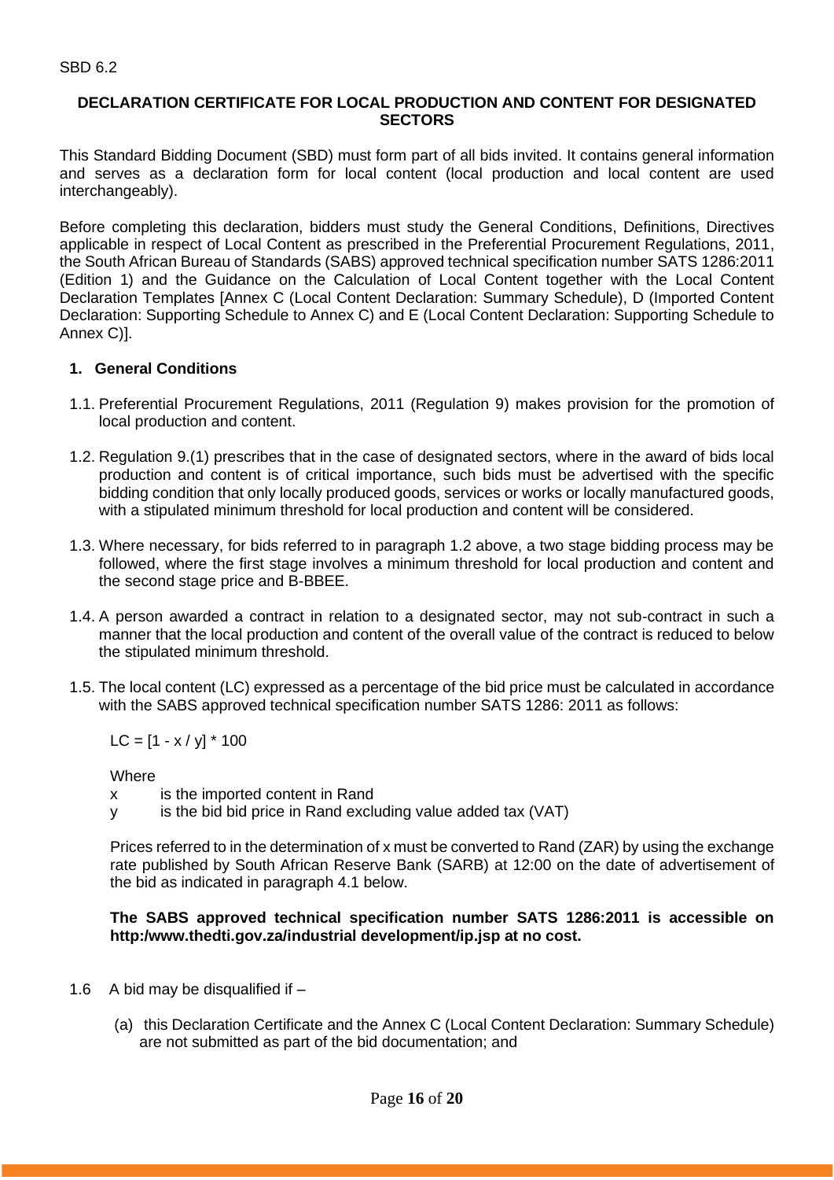SBD 6.2

**DECLARATION CERTIFICATE FOR LOCAL PRODUCTION AND CONTENT FOR DESIGNATED SECTORS**

This Standard Bidding Document (SBD) must form part of all bids invited. It contains general information and serves as a declaration form for local content (local production and local content are used interchangeably).

Before completing this declaration, bidders must study the General Conditions, Definitions, Directives applicable in respect of Local Content as prescribed in the Preferential Procurement Regulations, 2011, the South African Bureau of Standards (SABS) approved technical specification number SATS 1286:2011 (Edition 1) and the Guidance on the Calculation of Local Content together with the Local Content Declaration Templates [Annex C (Local Content Declaration: Summary Schedule), D (Imported Content Declaration: Supporting Schedule to Annex C) and E (Local Content Declaration: Supporting Schedule to Annex C)].

## 1. General Conditions

1.1. Preferential Procurement Regulations, 2011 (Regulation 9) makes provision for the promotion of local production and content.

1.2. Regulation 9.(1) prescribes that in the case of designated sectors, where in the award of bids local production and content is of critical importance, such bids must be advertised with the specific bidding condition that only locally produced goods, services or works or locally manufactured goods, with a stipulated minimum threshold for local production and content will be considered.

1.3. Where necessary, for bids referred to in paragraph 1.2 above, a two stage bidding process may be followed, where the first stage involves a minimum threshold for local production and content and the second stage price and B-BBEE.

1.4. A person awarded a contract in relation to a designated sector, may not sub-contract in such a manner that the local production and content of the overall value of the contract is reduced to below the stipulated minimum threshold.

1.5. The local content (LC) expressed as a percentage of the bid price must be calculated in accordance with the SABS approved technical specification number SATS 1286: 2011 as follows:

$$LC = [1 - x / y] * 100$$

Where

x is the imported content in Rand

y is the bid bid price in Rand excluding value added tax (VAT)

Prices referred to in the determination of x must be converted to Rand (ZAR) by using the exchange rate published by South African Reserve Bank (SARB) at 12:00 on the date of advertisement of the bid as indicated in paragraph 4.1 below.

**The SABS approved technical specification number SATS 1286:2011 is accessible on http:/www.thedti.gov.za/industrial development/ip.jsp at no cost.**

1.6 A bid may be disqualified if –

(a) this Declaration Certificate and the Annex C (Local Content Declaration: Summary Schedule) are not submitted as part of the bid documentation; and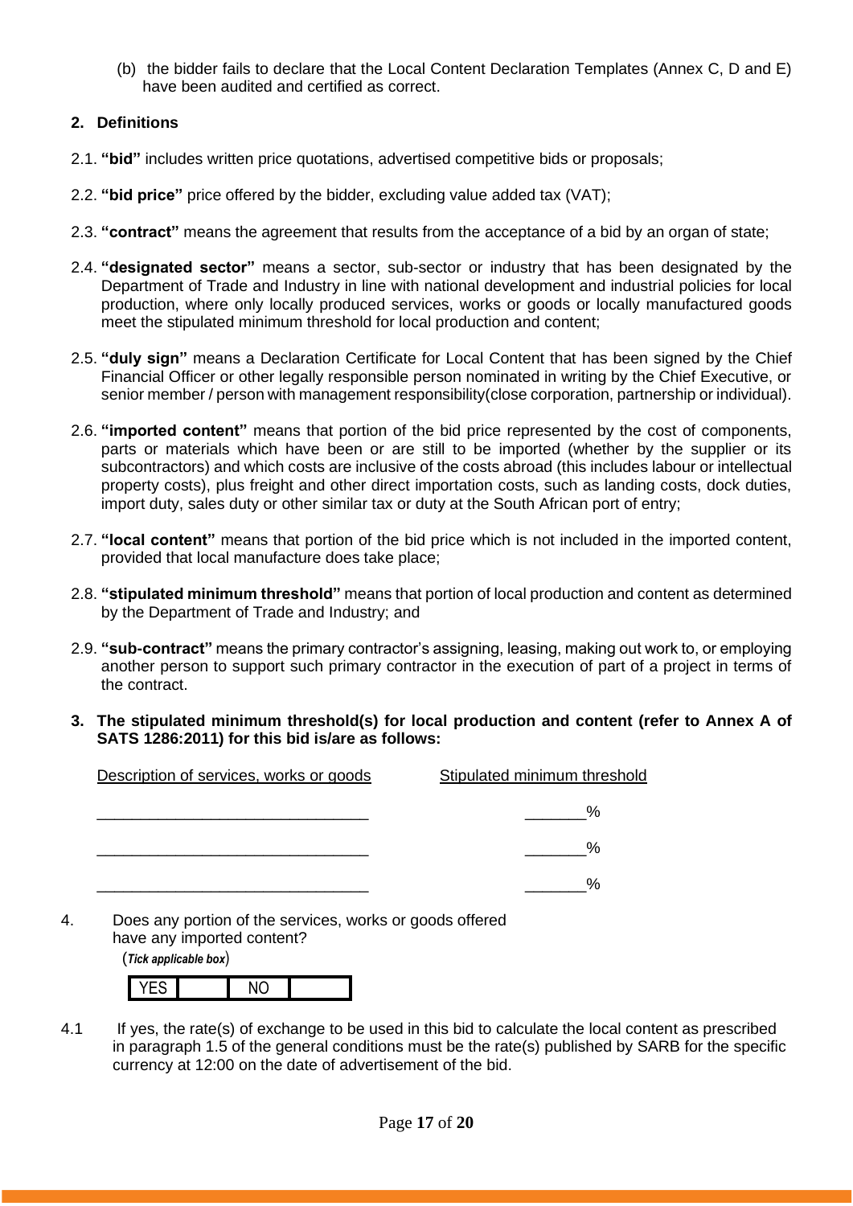(b) the bidder fails to declare that the Local Content Declaration Templates (Annex C, D and E) have been audited and certified as correct.

**2. Definitions**

2.1. **"bid"** includes written price quotations, advertised competitive bids or proposals;

2.2. **"bid price"** price offered by the bidder, excluding value added tax (VAT);

2.3. **"contract"** means the agreement that results from the acceptance of a bid by an organ of state;

2.4. **"designated sector"** means a sector, sub-sector or industry that has been designated by the Department of Trade and Industry in line with national development and industrial policies for local production, where only locally produced services, works or goods or locally manufactured goods meet the stipulated minimum threshold for local production and content;

2.5. **"duly sign"** means a Declaration Certificate for Local Content that has been signed by the Chief Financial Officer or other legally responsible person nominated in writing by the Chief Executive, or senior member / person with management responsibility(close corporation, partnership or individual).

2.6. **"imported content"** means that portion of the bid price represented by the cost of components, parts or materials which have been or are still to be imported (whether by the supplier or its subcontractors) and which costs are inclusive of the costs abroad (this includes labour or intellectual property costs), plus freight and other direct importation costs, such as landing costs, dock duties, import duty, sales duty or other similar tax or duty at the South African port of entry;

2.7. **"local content"** means that portion of the bid price which is not included in the imported content, provided that local manufacture does take place;

2.8. **"stipulated minimum threshold"** means that portion of local production and content as determined by the Department of Trade and Industry; and

2.9. **"sub-contract"** means the primary contractor's assigning, leasing, making out work to, or employing another person to support such primary contractor in the execution of part of a project in terms of the contract.

**3. The stipulated minimum threshold(s) for local production and content (refer to Annex A of SATS 1286:2011) for this bid is/are as follows:**

| Description of services, works or goods | Stipulated minimum threshold |
| --- | --- |
| _______________________________ | _______% |
| _______________________________ | _______% |
| _______________________________ | _______% |

4. Does any portion of the services, works or goods offered have any imported content?

(***Tick applicable box***)

| YES | | NO | |
| --- | --- | --- | --- |

4.1 If yes, the rate(s) of exchange to be used in this bid to calculate the local content as prescribed in paragraph 1.5 of the general conditions must be the rate(s) published by SARB for the specific currency at 12:00 on the date of advertisement of the bid.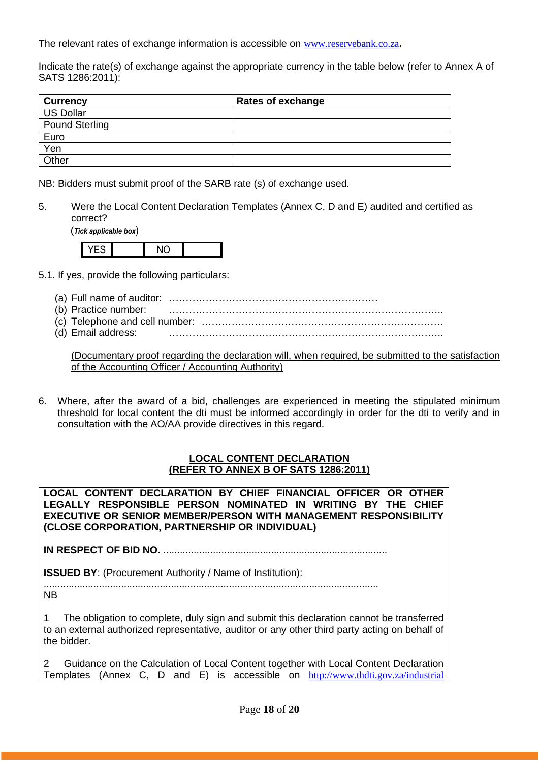The relevant rates of exchange information is accessible on www.reservebank.co.za**.**

Indicate the rate(s) of exchange against the appropriate currency in the table below (refer to Annex A of SATS 1286:2011):

| **Currency** | **Rates of exchange** |
|---|---|
| US Dollar | |
| Pound Sterling | |
| Euro | |
| Yen | |
| Other | |

NB: Bidders must submit proof of the SARB rate (s) of exchange used.

5. Were the Local Content Declaration Templates (Annex C, D and E) audited and certified as correct?
   (***Tick applicable box***)

| YES | | NO | |
|---|---|---|---|

5.1. If yes, provide the following particulars:

(a) Full name of auditor: ………………………………………………………
(b) Practice number: ………………………………………………………………………..
(c) Telephone and cell number: ……………………………………………………………….
(d) Email address: ………………………………………………………………………..

<u>(Documentary proof regarding the declaration will, when required, be submitted to the satisfaction of the Accounting Officer / Accounting Authority)</u>

6. Where, after the award of a bid, challenges are experienced in meeting the stipulated minimum threshold for local content the dti must be informed accordingly in order for the dti to verify and in consultation with the AO/AA provide directives in this regard.

**<u>LOCAL CONTENT DECLARATION</u>**
**<u>(REFER TO ANNEX B OF SATS 1286:2011)</u>**

**LOCAL CONTENT DECLARATION BY CHIEF FINANCIAL OFFICER OR OTHER LEGALLY RESPONSIBLE PERSON NOMINATED IN WRITING BY THE CHIEF EXECUTIVE OR SENIOR MEMBER/PERSON WITH MANAGEMENT RESPONSIBILITY (CLOSE CORPORATION, PARTNERSHIP OR INDIVIDUAL)**

**IN RESPECT OF BID NO.** .................................................................................

**ISSUED BY**: (Procurement Authority / Name of Institution):
.........................................................................................................................
NB

1 The obligation to complete, duly sign and submit this declaration cannot be transferred to an external authorized representative, auditor or any other third party acting on behalf of the bidder.

2 Guidance on the Calculation of Local Content together with Local Content Declaration Templates (Annex C, D and E) is accessible on http://www.thdti.gov.za/industrial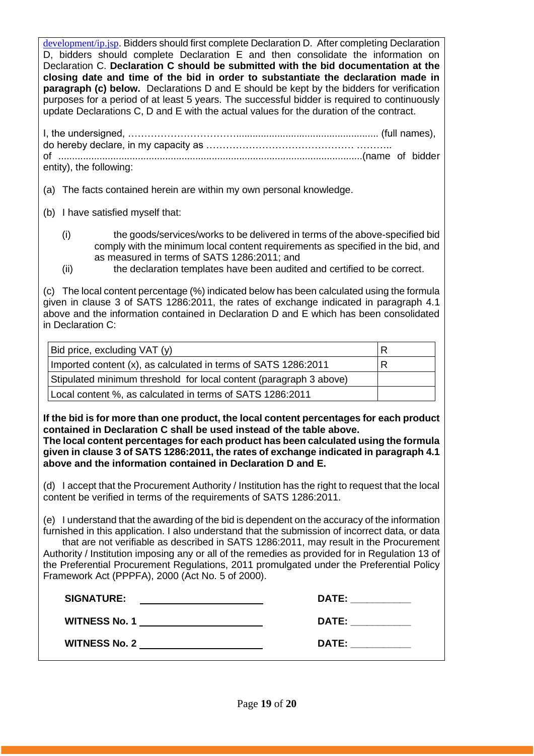development/ip.jsp. Bidders should first complete Declaration D. After completing Declaration D, bidders should complete Declaration E and then consolidate the information on Declaration C. **Declaration C should be submitted with the bid documentation at the closing date and time of the bid in order to substantiate the declaration made in paragraph (c) below.** Declarations D and E should be kept by the bidders for verification purposes for a period of at least 5 years. The successful bidder is required to continuously update Declarations C, D and E with the actual values for the duration of the contract.

I, the undersigned, …………………………….................................................... (full names), do hereby declare, in my capacity as …………………………………… ……….. of ..............................................................................................................(name of bidder entity), the following:

(a) The facts contained herein are within my own personal knowledge.

(b) I have satisfied myself that:

(i) the goods/services/works to be delivered in terms of the above-specified bid comply with the minimum local content requirements as specified in the bid, and as measured in terms of SATS 1286:2011; and

(ii) the declaration templates have been audited and certified to be correct.

(c) The local content percentage (%) indicated below has been calculated using the formula given in clause 3 of SATS 1286:2011, the rates of exchange indicated in paragraph 4.1 above and the information contained in Declaration D and E which has been consolidated in Declaration C:

| | |
|---|---|
| Bid price, excluding VAT (y) | R |
| Imported content (x), as calculated in terms of SATS 1286:2011 | R |
| Stipulated minimum threshold for local content (paragraph 3 above) | |
| Local content %, as calculated in terms of SATS 1286:2011 | |

**If the bid is for more than one product, the local content percentages for each product contained in Declaration C shall be used instead of the table above.**
**The local content percentages for each product has been calculated using the formula given in clause 3 of SATS 1286:2011, the rates of exchange indicated in paragraph 4.1 above and the information contained in Declaration D and E.**

(d) I accept that the Procurement Authority / Institution has the right to request that the local content be verified in terms of the requirements of SATS 1286:2011.

(e) I understand that the awarding of the bid is dependent on the accuracy of the information furnished in this application. I also understand that the submission of incorrect data, or data that are not verifiable as described in SATS 1286:2011, may result in the Procurement Authority / Institution imposing any or all of the remedies as provided for in Regulation 13 of the Preferential Procurement Regulations, 2011 promulgated under the Preferential Policy Framework Act (PPPFA), 2000 (Act No. 5 of 2000).

**SIGNATURE:** ______________________ **DATE:** ___________

**WITNESS No. 1** ______________________ **DATE:** ___________

**WITNESS No. 2** ______________________ **DATE:** ___________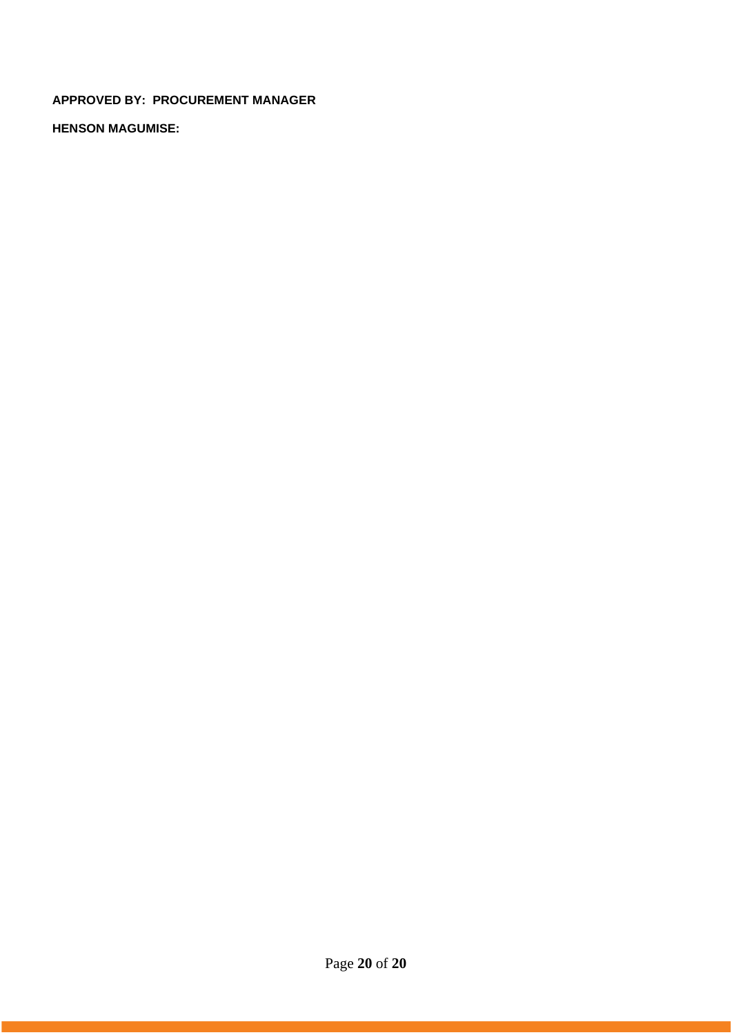**APPROVED BY: PROCUREMENT MANAGER**

**HENSON MAGUMISE:**